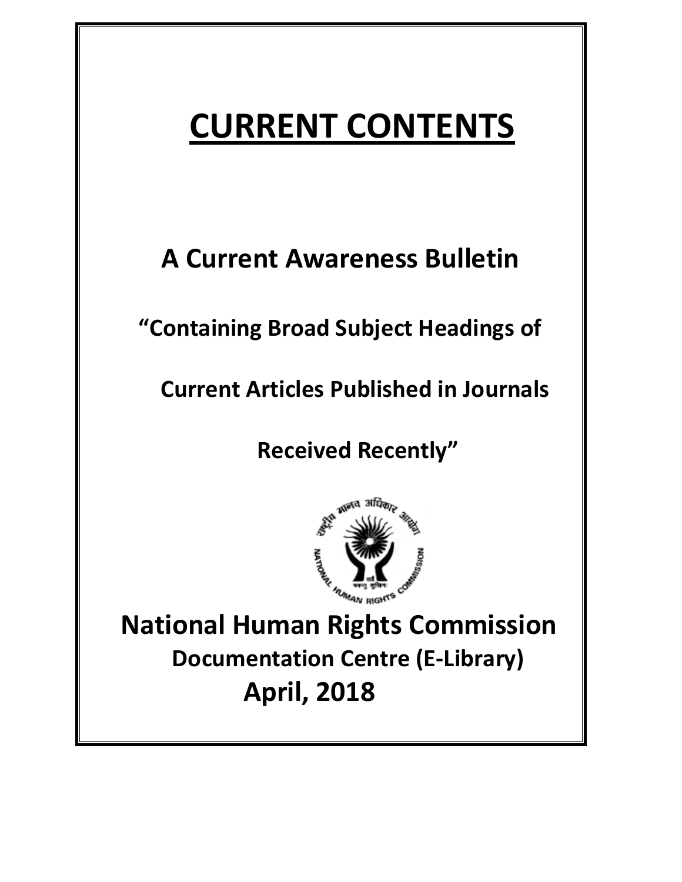# CURRENT CONTENTS

## A Current Awareness Bulletin

**"Containing Broad Subject Headings of**

**Current Articles Published in Journals**

**Received Recently"**

## National Human Rights Commission

**Documentation Centre (E-Library)**

**April, 2018**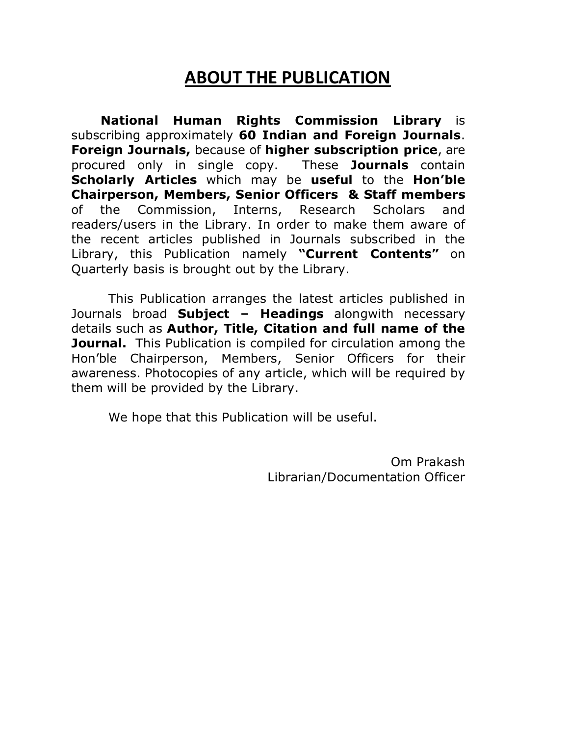# ABOUT THE PUBLICATION

**National Human Rights Commission Library** is subscribing approximately **60 Indian and Foreign Journals**. **Foreign Journals,** because of **higher subscription price**, are procured only in single copy. These **Journals** contain **Scholarly Articles** which may be **useful** to the **Hon'ble Chairperson, Members, Senior Officers & Staff members** of the Commission, Interns, Research Scholars and readers/users in the Library. In order to make them aware of the recent articles published in Journals subscribed in the Library, this Publication namely **"Current Contents"** on Quarterly basis is brought out by the Library.

This Publication arranges the latest articles published in Journals broad **Subject – Headings** alongwith necessary details such as **Author, Title, Citation and full name of the Journal.** This Publication is compiled for circulation among the Hon'ble Chairperson, Members, Senior Officers for their awareness. Photocopies of any article, which will be required by them will be provided by the Library.

We hope that this Publication will be useful.

Om Prakash
Librarian/Documentation Officer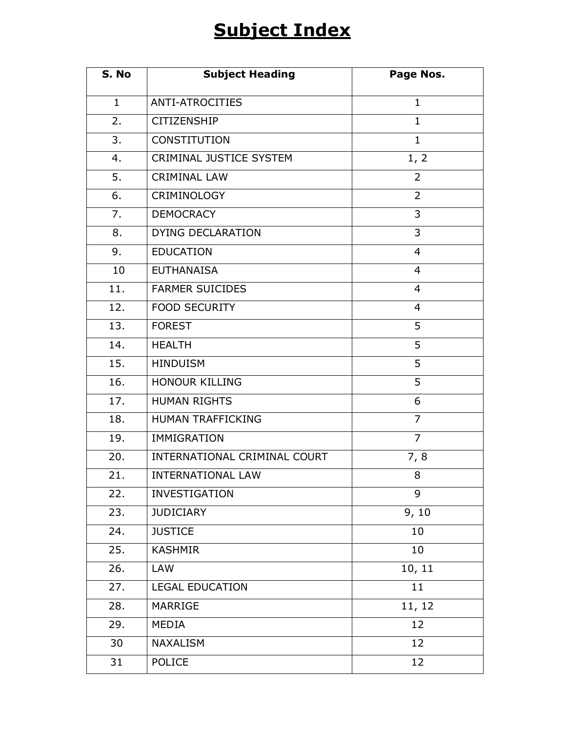# Subject Index

| S. No | Subject Heading | Page Nos. |
|---|---|---|
| 1 | ANTI-ATROCITIES | 1 |
| 2. | CITIZENSHIP | 1 |
| 3. | CONSTITUTION | 1 |
| 4. | CRIMINAL JUSTICE SYSTEM | 1, 2 |
| 5. | CRIMINAL LAW | 2 |
| 6. | CRIMINOLOGY | 2 |
| 7. | DEMOCRACY | 3 |
| 8. | DYING DECLARATION | 3 |
| 9. | EDUCATION | 4 |
| 10 | EUTHANAISA | 4 |
| 11. | FARMER SUICIDES | 4 |
| 12. | FOOD SECURITY | 4 |
| 13. | FOREST | 5 |
| 14. | HEALTH | 5 |
| 15. | HINDUISM | 5 |
| 16. | HONOUR KILLING | 5 |
| 17. | HUMAN RIGHTS | 6 |
| 18. | HUMAN TRAFFICKING | 7 |
| 19. | IMMIGRATION | 7 |
| 20. | INTERNATIONAL CRIMINAL COURT | 7, 8 |
| 21. | INTERNATIONAL LAW | 8 |
| 22. | INVESTIGATION | 9 |
| 23. | JUDICIARY | 9, 10 |
| 24. | JUSTICE | 10 |
| 25. | KASHMIR | 10 |
| 26. | LAW | 10, 11 |
| 27. | LEGAL EDUCATION | 11 |
| 28. | MARRIGE | 11, 12 |
| 29. | MEDIA | 12 |
| 30 | NAXALISM | 12 |
| 31 | POLICE | 12 |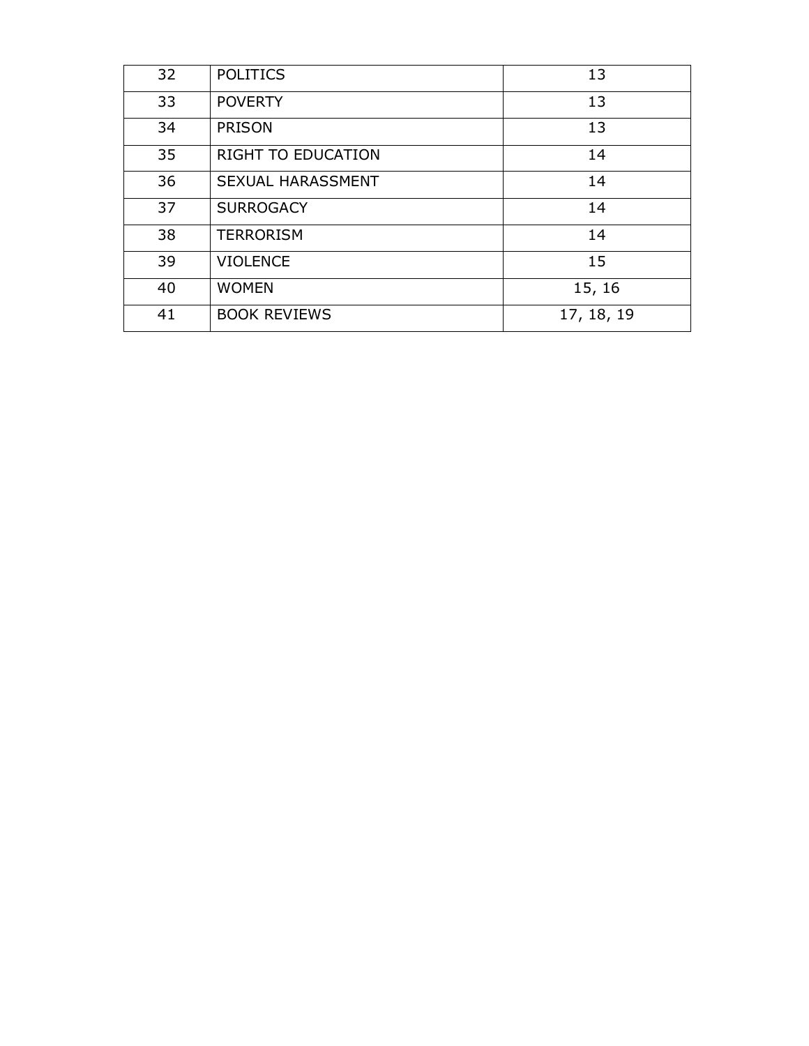| 32 | POLITICS | 13 |
|---|---|---|
| 33 | POVERTY | 13 |
| 34 | PRISON | 13 |
| 35 | RIGHT TO EDUCATION | 14 |
| 36 | SEXUAL HARASSMENT | 14 |
| 37 | SURROGACY | 14 |
| 38 | TERRORISM | 14 |
| 39 | VIOLENCE | 15 |
| 40 | WOMEN | 15, 16 |
| 41 | BOOK REVIEWS | 17, 18, 19 |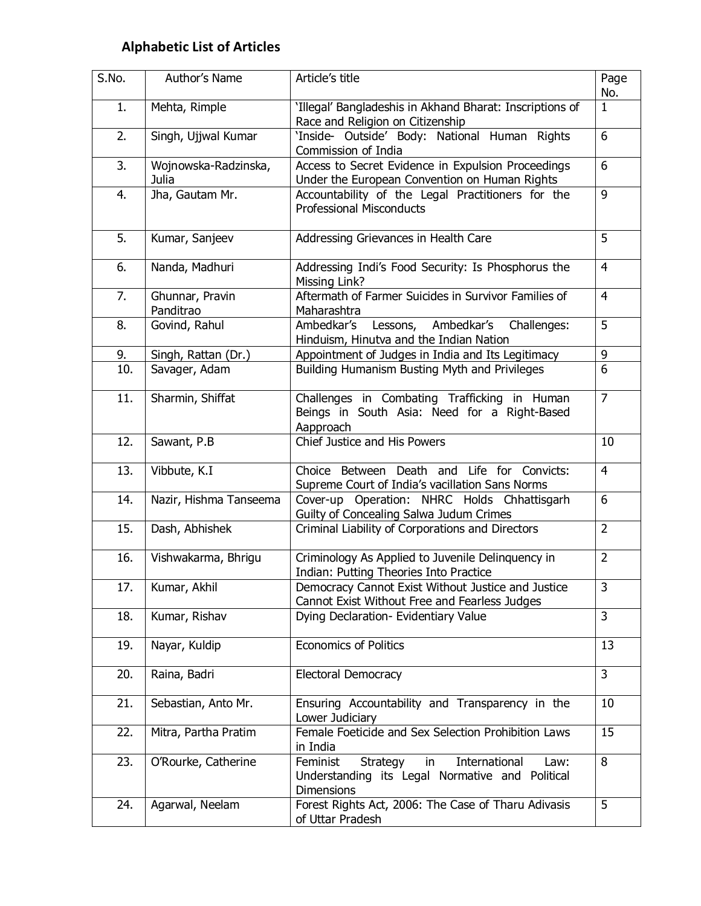## Alphabetic List of Articles

| S.No. | Author's Name | Article's title | Page No. |
|---|---|---|---|
| 1. | Mehta, Rimple | 'Illegal' Bangladeshis in Akhand Bharat: Inscriptions of Race and Religion on Citizenship | 1 |
| 2. | Singh, Ujjwal Kumar | 'Inside- Outside' Body: National Human Rights Commission of India | 6 |
| 3. | Wojnowska-Radzinska, Julia | Access to Secret Evidence in Expulsion Proceedings Under the European Convention on Human Rights | 6 |
| 4. | Jha, Gautam Mr. | Accountability of the Legal Practitioners for the Professional Misconducts | 9 |
| 5. | Kumar, Sanjeev | Addressing Grievances in Health Care | 5 |
| 6. | Nanda, Madhuri | Addressing Indi's Food Security: Is Phosphorus the Missing Link? | 4 |
| 7. | Ghunnar, Pravin Panditrao | Aftermath of Farmer Suicides in Survivor Families of Maharashtra | 4 |
| 8. | Govind, Rahul | Ambedkar's Lessons, Ambedkar's Challenges: Hinduism, Hinutva and the Indian Nation | 5 |
| 9. | Singh, Rattan (Dr.) | Appointment of Judges in India and Its Legitimacy | 9 |
| 10. | Savager, Adam | Building Humanism Busting Myth and Privileges | 6 |
| 11. | Sharmin, Shiffat | Challenges in Combating Trafficking in Human Beings in South Asia: Need for a Right-Based Aapproach | 7 |
| 12. | Sawant, P.B | Chief Justice and His Powers | 10 |
| 13. | Vibbute, K.I | Choice Between Death and Life for Convicts: Supreme Court of India's vacillation Sans Norms | 4 |
| 14. | Nazir, Hishma Tanseema | Cover-up Operation: NHRC Holds Chhattisgarh Guilty of Concealing Salwa Judum Crimes | 6 |
| 15. | Dash, Abhishek | Criminal Liability of Corporations and Directors | 2 |
| 16. | Vishwakarma, Bhrigu | Criminology As Applied to Juvenile Delinquency in Indian: Putting Theories Into Practice | 2 |
| 17. | Kumar, Akhil | Democracy Cannot Exist Without Justice and Justice Cannot Exist Without Free and Fearless Judges | 3 |
| 18. | Kumar, Rishav | Dying Declaration- Evidentiary Value | 3 |
| 19. | Nayar, Kuldip | Economics of Politics | 13 |
| 20. | Raina, Badri | Electoral Democracy | 3 |
| 21. | Sebastian, Anto Mr. | Ensuring Accountability and Transparency in the Lower Judiciary | 10 |
| 22. | Mitra, Partha Pratim | Female Foeticide and Sex Selection Prohibition Laws in India | 15 |
| 23. | O'Rourke, Catherine | Feminist Strategy in International Law: Understanding its Legal Normative and Political Dimensions | 8 |
| 24. | Agarwal, Neelam | Forest Rights Act, 2006: The Case of Tharu Adivasis of Uttar Pradesh | 5 |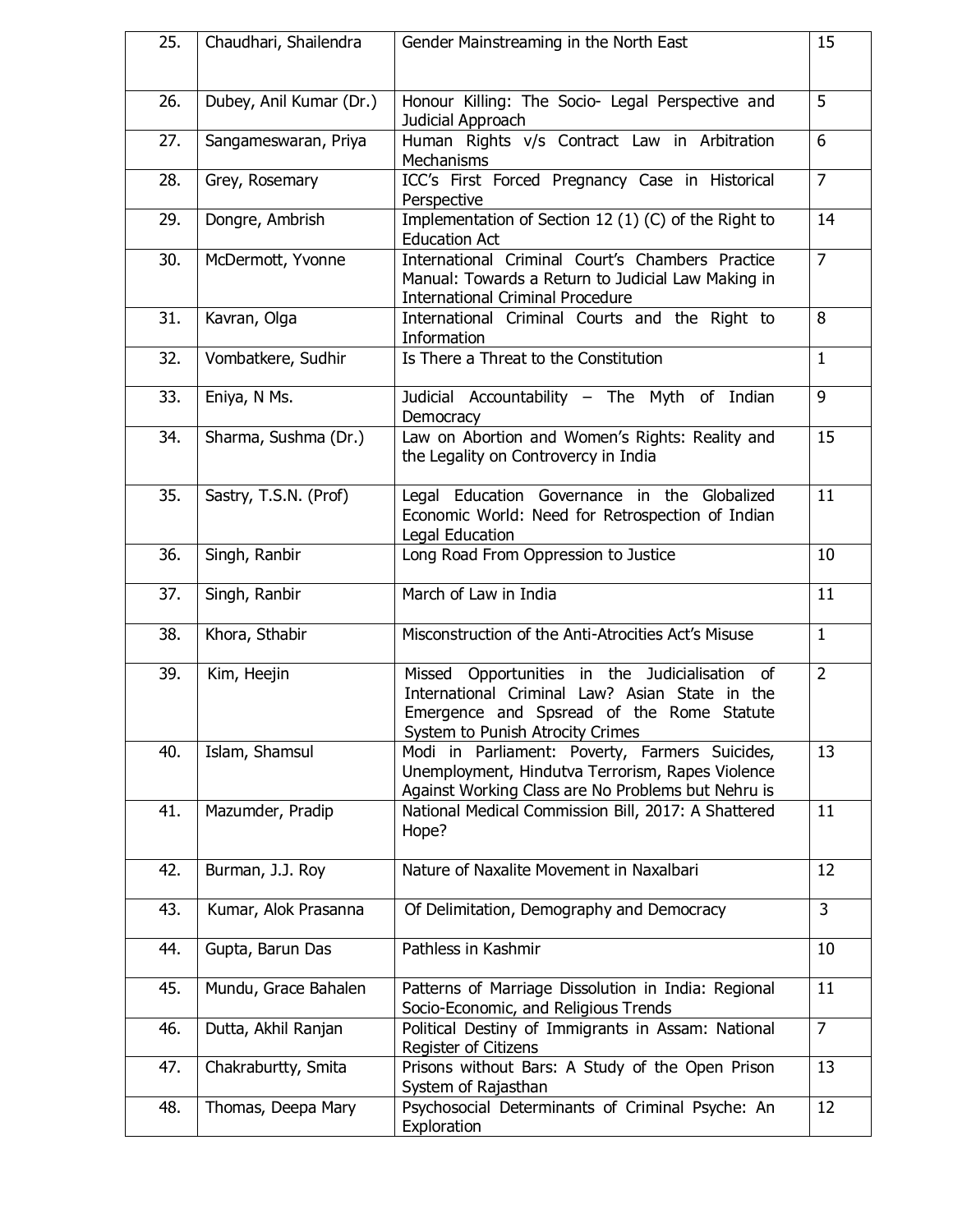| 25. | Chaudhari, Shailendra | Gender Mainstreaming in the North East | 15 |
|---|---|---|---|
| 26. | Dubey, Anil Kumar (Dr.) | Honour Killing: The Socio- Legal Perspective and Judicial Approach | 5 |
| 27. | Sangameswaran, Priya | Human Rights v/s Contract Law in Arbitration Mechanisms | 6 |
| 28. | Grey, Rosemary | ICC's First Forced Pregnancy Case in Historical Perspective | 7 |
| 29. | Dongre, Ambrish | Implementation of Section 12 (1) (C) of the Right to Education Act | 14 |
| 30. | McDermott, Yvonne | International Criminal Court's Chambers Practice Manual: Towards a Return to Judicial Law Making in International Criminal Procedure | 7 |
| 31. | Kavran, Olga | International Criminal Courts and the Right to Information | 8 |
| 32. | Vombatkere, Sudhir | Is There a Threat to the Constitution | 1 |
| 33. | Eniya, N Ms. | Judicial Accountability – The Myth of Indian Democracy | 9 |
| 34. | Sharma, Sushma (Dr.) | Law on Abortion and Women's Rights: Reality and the Legality on Controvercy in India | 15 |
| 35. | Sastry, T.S.N. (Prof) | Legal Education Governance in the Globalized Economic World: Need for Retrospection of Indian Legal Education | 11 |
| 36. | Singh, Ranbir | Long Road From Oppression to Justice | 10 |
| 37. | Singh, Ranbir | March of Law in India | 11 |
| 38. | Khora, Sthabir | Misconstruction of the Anti-Atrocities Act's Misuse | 1 |
| 39. | Kim, Heejin | Missed Opportunities in the Judicialisation of International Criminal Law? Asian State in the Emergence and Spsread of the Rome Statute System to Punish Atrocity Crimes | 2 |
| 40. | Islam, Shamsul | Modi in Parliament: Poverty, Farmers Suicides, Unemployment, Hindutva Terrorism, Rapes Violence Against Working Class are No Problems but Nehru is | 13 |
| 41. | Mazumder, Pradip | National Medical Commission Bill, 2017: A Shattered Hope? | 11 |
| 42. | Burman, J.J. Roy | Nature of Naxalite Movement in Naxalbari | 12 |
| 43. | Kumar, Alok Prasanna | Of Delimitation, Demography and Democracy | 3 |
| 44. | Gupta, Barun Das | Pathless in Kashmir | 10 |
| 45. | Mundu, Grace Bahalen | Patterns of Marriage Dissolution in India: Regional Socio-Economic, and Religious Trends | 11 |
| 46. | Dutta, Akhil Ranjan | Political Destiny of Immigrants in Assam: National Register of Citizens | 7 |
| 47. | Chakraburtty, Smita | Prisons without Bars: A Study of the Open Prison System of Rajasthan | 13 |
| 48. | Thomas, Deepa Mary | Psychosocial Determinants of Criminal Psyche: An Exploration | 12 |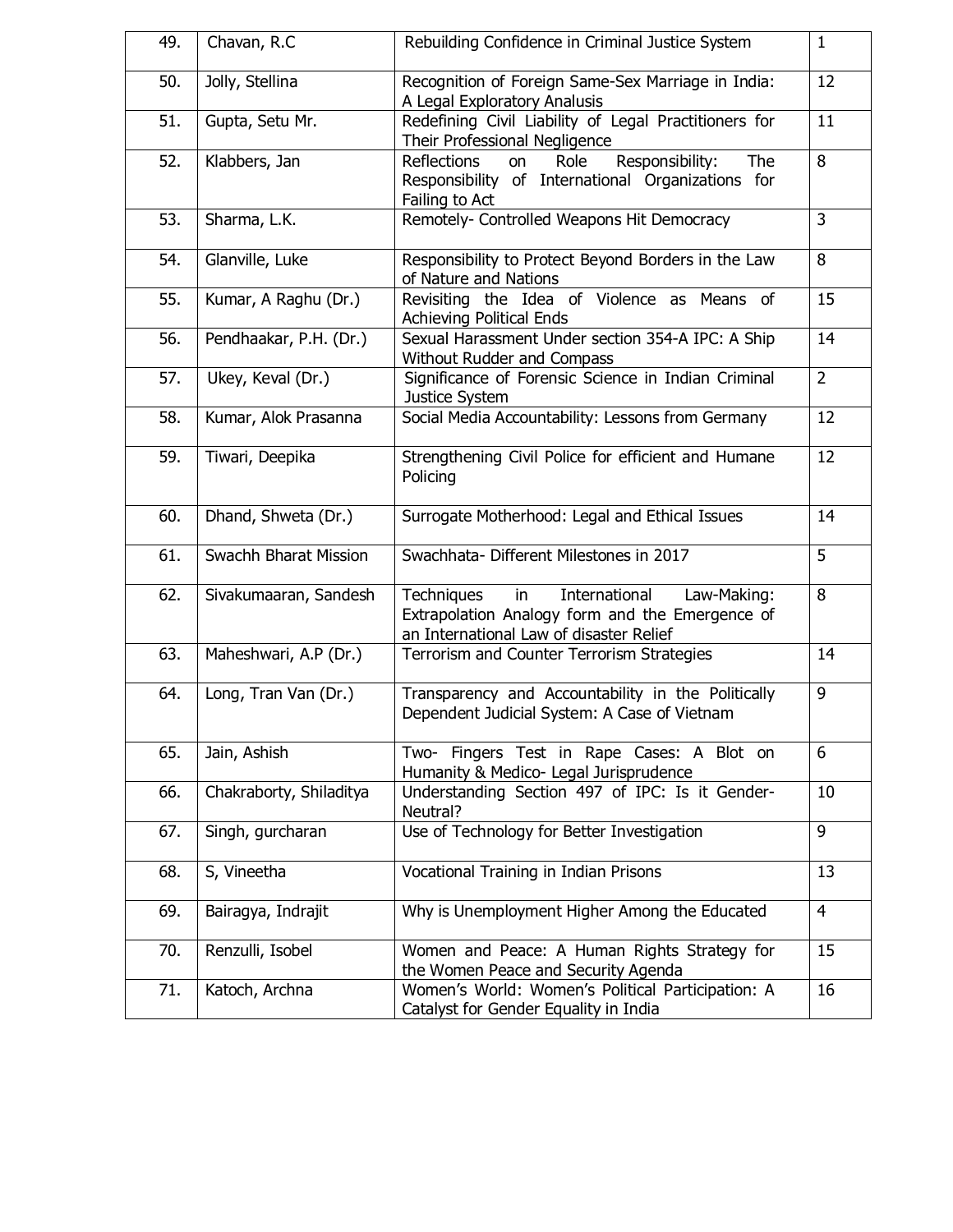| | | | |
|---|---|---|---|
| 49. | Chavan, R.C | Rebuilding Confidence in Criminal Justice System | 1 |
| 50. | Jolly, Stellina | Recognition of Foreign Same-Sex Marriage in India: A Legal Exploratory Analusis | 12 |
| 51. | Gupta, Setu Mr. | Redefining Civil Liability of Legal Practitioners for Their Professional Negligence | 11 |
| 52. | Klabbers, Jan | Reflections on Role Responsibility: The Responsibility of International Organizations for Failing to Act | 8 |
| 53. | Sharma, L.K. | Remotely- Controlled Weapons Hit Democracy | 3 |
| 54. | Glanville, Luke | Responsibility to Protect Beyond Borders in the Law of Nature and Nations | 8 |
| 55. | Kumar, A Raghu (Dr.) | Revisiting the Idea of Violence as Means of Achieving Political Ends | 15 |
| 56. | Pendhaakar, P.H. (Dr.) | Sexual Harassment Under section 354-A IPC: A Ship Without Rudder and Compass | 14 |
| 57. | Ukey, Keval (Dr.) | Significance of Forensic Science in Indian Criminal Justice System | 2 |
| 58. | Kumar, Alok Prasanna | Social Media Accountability: Lessons from Germany | 12 |
| 59. | Tiwari, Deepika | Strengthening Civil Police for efficient and Humane Policing | 12 |
| 60. | Dhand, Shweta (Dr.) | Surrogate Motherhood: Legal and Ethical Issues | 14 |
| 61. | Swachh Bharat Mission | Swachhata- Different Milestones in 2017 | 5 |
| 62. | Sivakumaaran, Sandesh | Techniques in International Law-Making: Extrapolation Analogy form and the Emergence of an International Law of disaster Relief | 8 |
| 63. | Maheshwari, A.P (Dr.) | Terrorism and Counter Terrorism Strategies | 14 |
| 64. | Long, Tran Van (Dr.) | Transparency and Accountability in the Politically Dependent Judicial System: A Case of Vietnam | 9 |
| 65. | Jain, Ashish | Two- Fingers Test in Rape Cases: A Blot on Humanity & Medico- Legal Jurisprudence | 6 |
| 66. | Chakraborty, Shiladitya | Understanding Section 497 of IPC: Is it Gender-Neutral? | 10 |
| 67. | Singh, gurcharan | Use of Technology for Better Investigation | 9 |
| 68. | S, Vineetha | Vocational Training in Indian Prisons | 13 |
| 69. | Bairagya, Indrajit | Why is Unemployment Higher Among the Educated | 4 |
| 70. | Renzulli, Isobel | Women and Peace: A Human Rights Strategy for the Women Peace and Security Agenda | 15 |
| 71. | Katoch, Archna | Women's World: Women's Political Participation: A Catalyst for Gender Equality in India | 16 |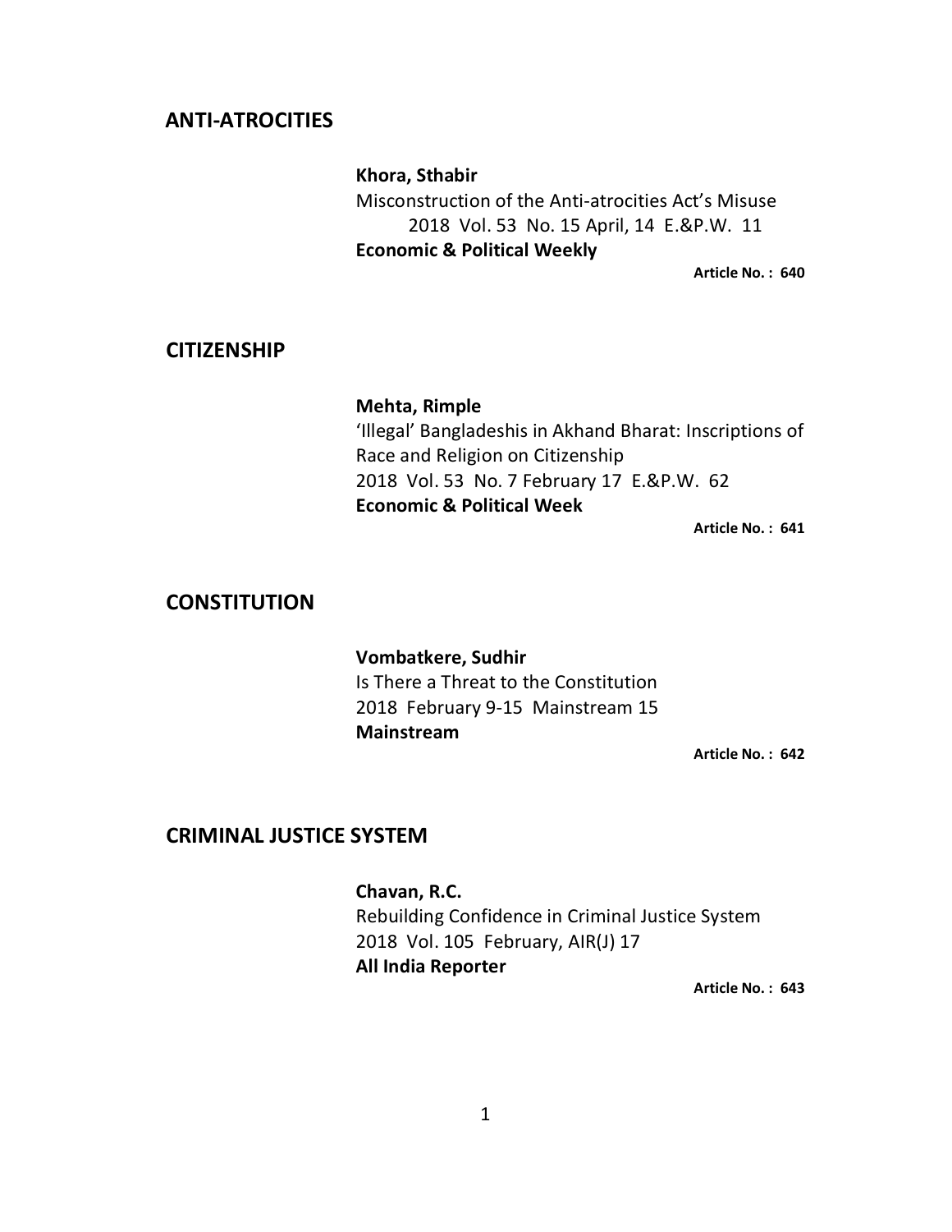## ANTI-ATROCITIES

**Khora, Sthabir**
Misconstruction of the Anti-atrocities Act's Misuse
2018 Vol. 53 No. 15 April, 14 E.&P.W. 11
**Economic & Political Weekly**

**Article No. : 640**

## CITIZENSHIP

**Mehta, Rimple**
'Illegal' Bangladeshis in Akhand Bharat: Inscriptions of Race and Religion on Citizenship
2018 Vol. 53 No. 7 February 17 E.&P.W. 62
**Economic & Political Week**

**Article No. : 641**

## CONSTITUTION

**Vombatkere, Sudhir**
Is There a Threat to the Constitution
2018 February 9-15 Mainstream 15
**Mainstream**

**Article No. : 642**

## CRIMINAL JUSTICE SYSTEM

**Chavan, R.C.**
Rebuilding Confidence in Criminal Justice System
2018 Vol. 105 February, AIR(J) 17
**All India Reporter**

**Article No. : 643**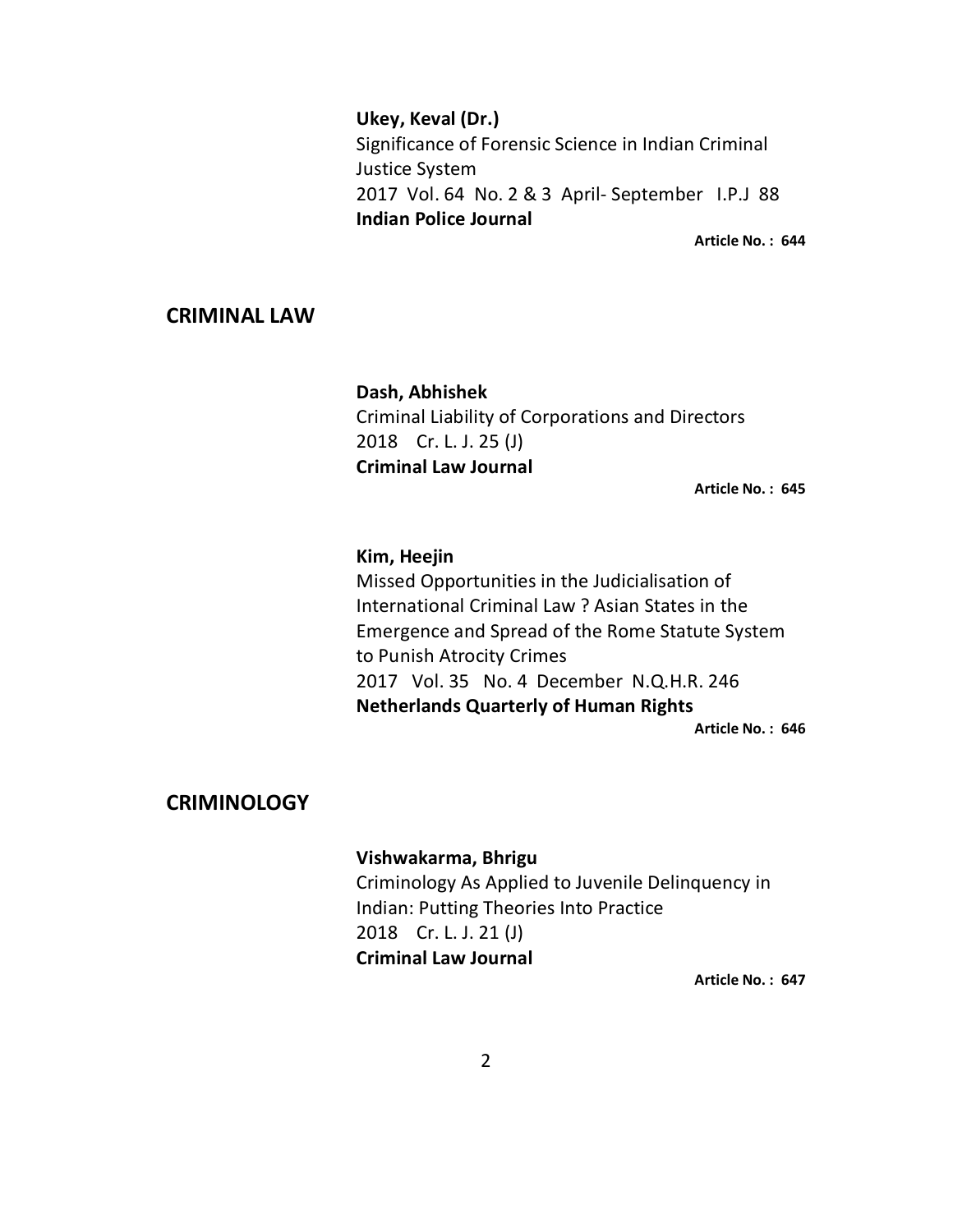**Ukey, Keval (Dr.)**
Significance of Forensic Science in Indian Criminal Justice System
2017 Vol. 64 No. 2 & 3 April- September I.P.J 88
**Indian Police Journal**

**Article No. : 644**

## CRIMINAL LAW

**Dash, Abhishek**
Criminal Liability of Corporations and Directors
2018 Cr. L. J. 25 (J)
**Criminal Law Journal**

**Article No. : 645**

**Kim, Heejin**
Missed Opportunities in the Judicialisation of International Criminal Law ? Asian States in the Emergence and Spread of the Rome Statute System to Punish Atrocity Crimes
2017 Vol. 35 No. 4 December N.Q.H.R. 246
**Netherlands Quarterly of Human Rights**

**Article No. : 646**

## CRIMINOLOGY

**Vishwakarma, Bhrigu**
Criminology As Applied to Juvenile Delinquency in Indian: Putting Theories Into Practice
2018 Cr. L. J. 21 (J)
**Criminal Law Journal**

**Article No. : 647**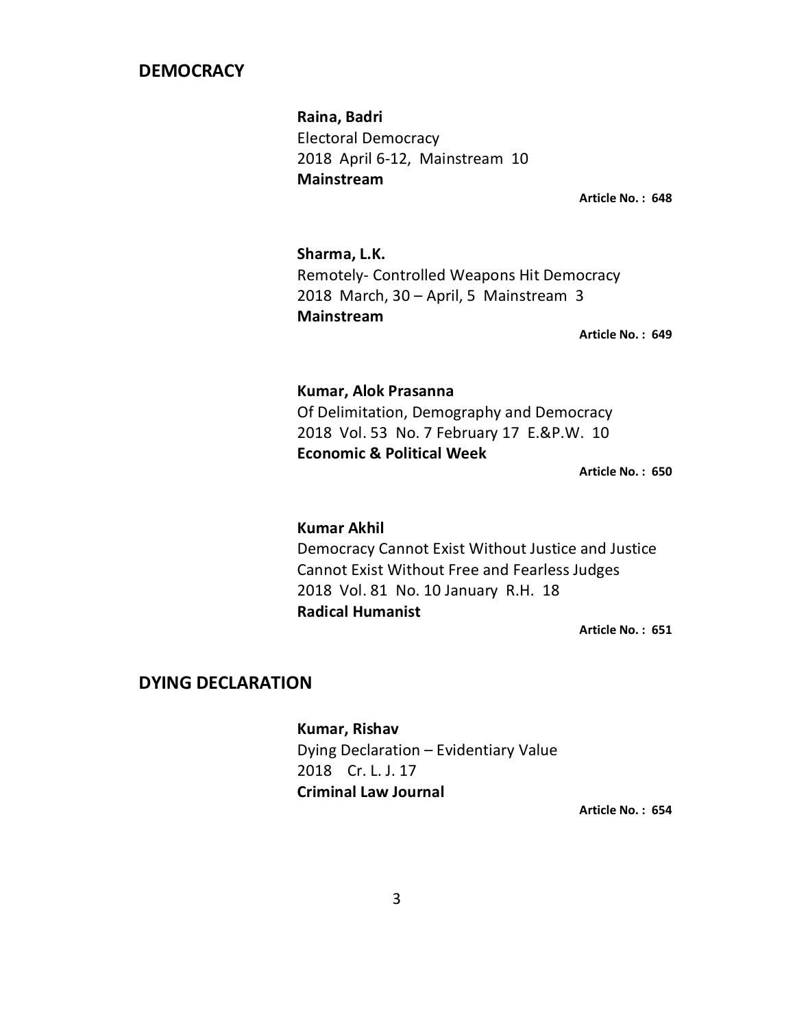## DEMOCRACY

**Raina, Badri**
Electoral Democracy
2018 April 6-12, Mainstream 10
**Mainstream**

**Article No. : 648**

**Sharma, L.K.**
Remotely- Controlled Weapons Hit Democracy
2018 March, 30 – April, 5 Mainstream 3
**Mainstream**

**Article No. : 649**

**Kumar, Alok Prasanna**
Of Delimitation, Demography and Democracy
2018 Vol. 53 No. 7 February 17 E.&P.W. 10
**Economic & Political Week**

**Article No. : 650**

**Kumar Akhil**
Democracy Cannot Exist Without Justice and Justice Cannot Exist Without Free and Fearless Judges
2018 Vol. 81 No. 10 January R.H. 18
**Radical Humanist**

**Article No. : 651**

## DYING DECLARATION

**Kumar, Rishav**
Dying Declaration – Evidentiary Value
2018 Cr. L. J. 17
**Criminal Law Journal**

**Article No. : 654**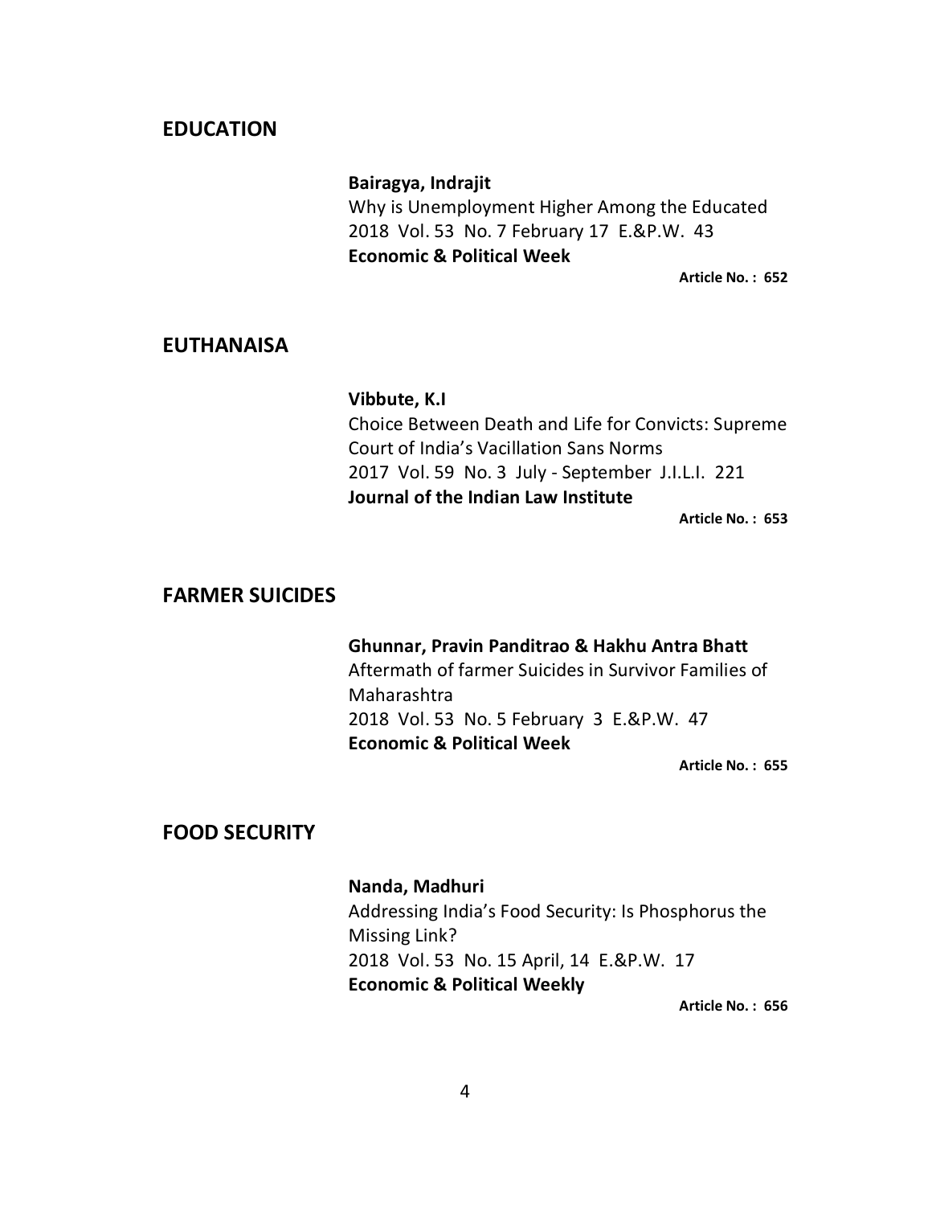## EDUCATION

**Bairagya, Indrajit**
Why is Unemployment Higher Among the Educated
2018 Vol. 53 No. 7 February 17 E.&P.W. 43
**Economic & Political Week**

**Article No. : 652**

## EUTHANAISA

**Vibbute, K.I**
Choice Between Death and Life for Convicts: Supreme Court of India's Vacillation Sans Norms
2017 Vol. 59 No. 3 July - September J.I.L.I. 221
**Journal of the Indian Law Institute**

**Article No. : 653**

## FARMER SUICIDES

**Ghunnar, Pravin Panditrao & Hakhu Antra Bhatt**
Aftermath of farmer Suicides in Survivor Families of Maharashtra
2018 Vol. 53 No. 5 February 3 E.&P.W. 47
**Economic & Political Week**

**Article No. : 655**

## FOOD SECURITY

**Nanda, Madhuri**
Addressing India's Food Security: Is Phosphorus the Missing Link?
2018 Vol. 53 No. 15 April, 14 E.&P.W. 17
**Economic & Political Weekly**

**Article No. : 656**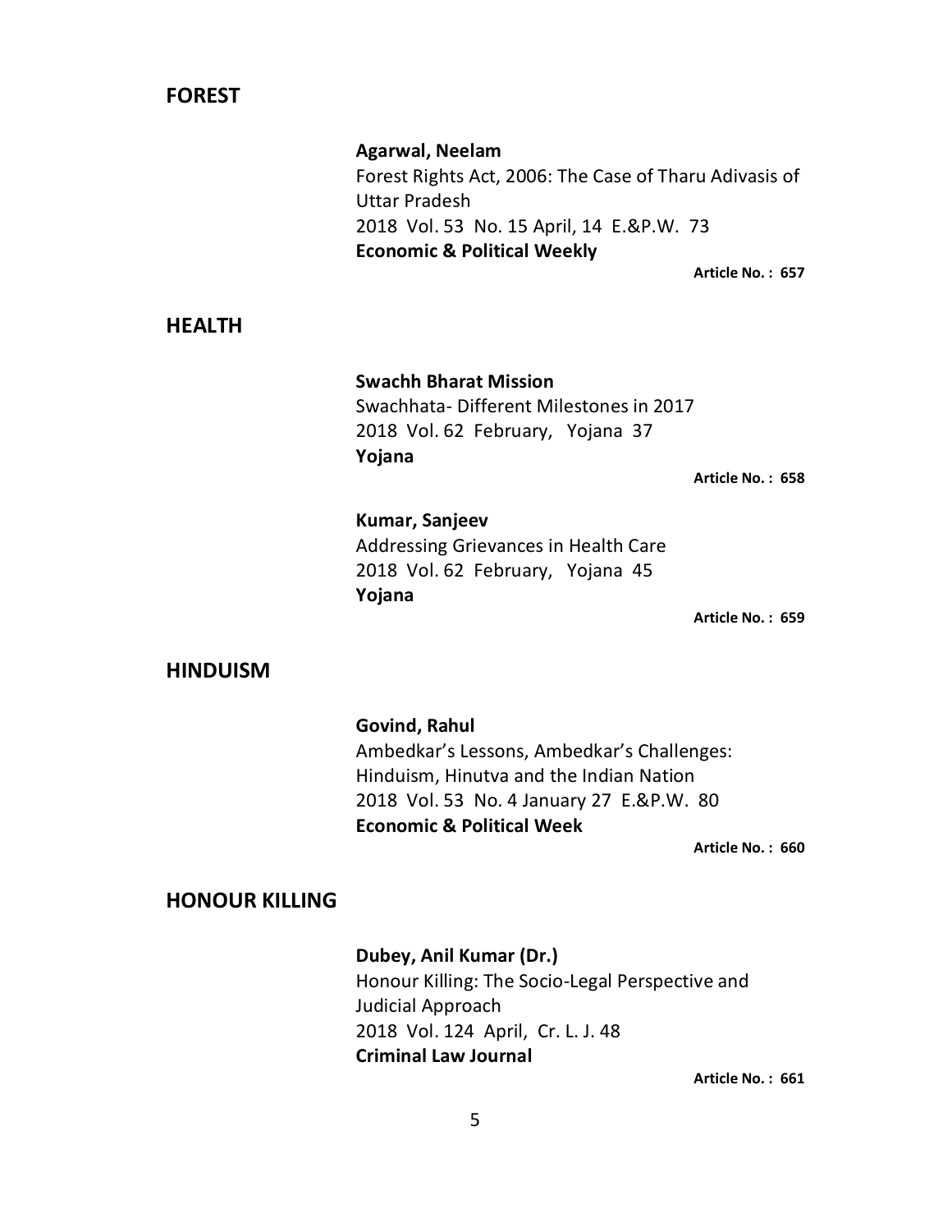## FOREST

**Agarwal, Neelam**
Forest Rights Act, 2006: The Case of Tharu Adivasis of Uttar Pradesh
2018 Vol. 53 No. 15 April, 14 E.&P.W. 73
**Economic & Political Weekly**

**Article No. : 657**

## HEALTH

**Swachh Bharat Mission**
Swachhata- Different Milestones in 2017
2018 Vol. 62 February, Yojana 37
**Yojana**

**Article No. : 658**

**Kumar, Sanjeev**
Addressing Grievances in Health Care
2018 Vol. 62 February, Yojana 45
**Yojana**

**Article No. : 659**

## HINDUISM

**Govind, Rahul**
Ambedkar's Lessons, Ambedkar's Challenges: Hinduism, Hinutva and the Indian Nation
2018 Vol. 53 No. 4 January 27 E.&P.W. 80
**Economic & Political Week**

**Article No. : 660**

## HONOUR KILLING

**Dubey, Anil Kumar (Dr.)**
Honour Killing: The Socio-Legal Perspective and Judicial Approach
2018 Vol. 124 April, Cr. L. J. 48
**Criminal Law Journal**

**Article No. : 661**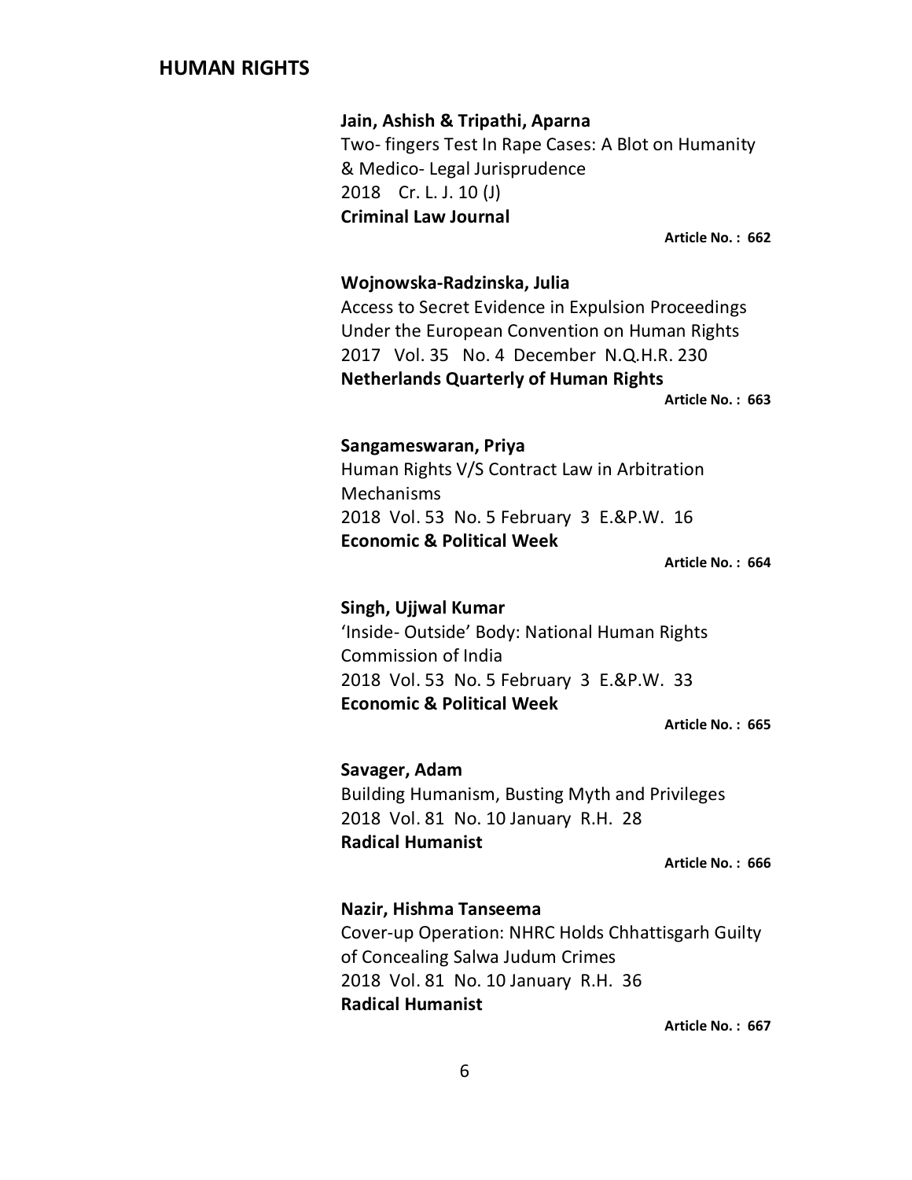## HUMAN RIGHTS

**Jain, Ashish & Tripathi, Aparna**
Two- fingers Test In Rape Cases: A Blot on Humanity & Medico- Legal Jurisprudence
2018 Cr. L. J. 10 (J)
**Criminal Law Journal**

**Article No. : 662**

**Wojnowska-Radzinska, Julia**
Access to Secret Evidence in Expulsion Proceedings Under the European Convention on Human Rights
2017 Vol. 35 No. 4 December N.Q.H.R. 230
**Netherlands Quarterly of Human Rights**

**Article No. : 663**

**Sangameswaran, Priya**
Human Rights V/S Contract Law in Arbitration Mechanisms
2018 Vol. 53 No. 5 February 3 E.&P.W. 16
**Economic & Political Week**

**Article No. : 664**

**Singh, Ujjwal Kumar**
'Inside- Outside' Body: National Human Rights Commission of India
2018 Vol. 53 No. 5 February 3 E.&P.W. 33
**Economic & Political Week**

**Article No. : 665**

**Savager, Adam**
Building Humanism, Busting Myth and Privileges
2018 Vol. 81 No. 10 January R.H. 28
**Radical Humanist**

**Article No. : 666**

**Nazir, Hishma Tanseema**
Cover-up Operation: NHRC Holds Chhattisgarh Guilty of Concealing Salwa Judum Crimes
2018 Vol. 81 No. 10 January R.H. 36
**Radical Humanist**

**Article No. : 667**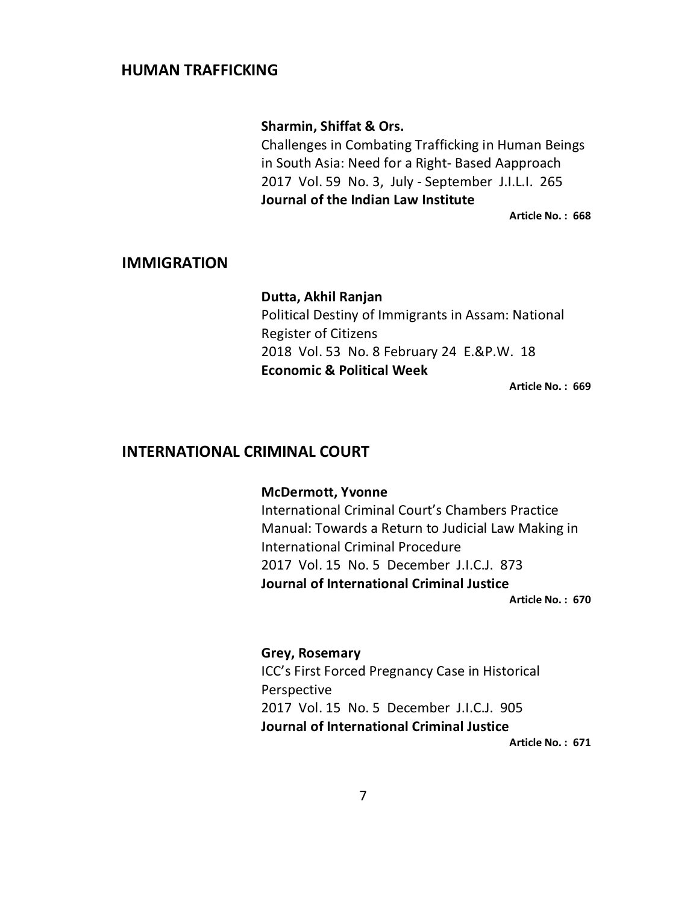## HUMAN TRAFFICKING

**Sharmin, Shiffat & Ors.**
Challenges in Combating Trafficking in Human Beings in South Asia: Need for a Right- Based Aapproach
2017 Vol. 59 No. 3, July - September J.I.L.I. 265
**Journal of the Indian Law Institute**

**Article No. : 668**

## IMMIGRATION

**Dutta, Akhil Ranjan**
Political Destiny of Immigrants in Assam: National Register of Citizens
2018 Vol. 53 No. 8 February 24 E.&P.W. 18
**Economic & Political Week**

**Article No. : 669**

## INTERNATIONAL CRIMINAL COURT

**McDermott, Yvonne**
International Criminal Court's Chambers Practice Manual: Towards a Return to Judicial Law Making in International Criminal Procedure
2017 Vol. 15 No. 5 December J.I.C.J. 873
**Journal of International Criminal Justice**

**Article No. : 670**

**Grey, Rosemary**
ICC's First Forced Pregnancy Case in Historical Perspective
2017 Vol. 15 No. 5 December J.I.C.J. 905
**Journal of International Criminal Justice**

**Article No. : 671**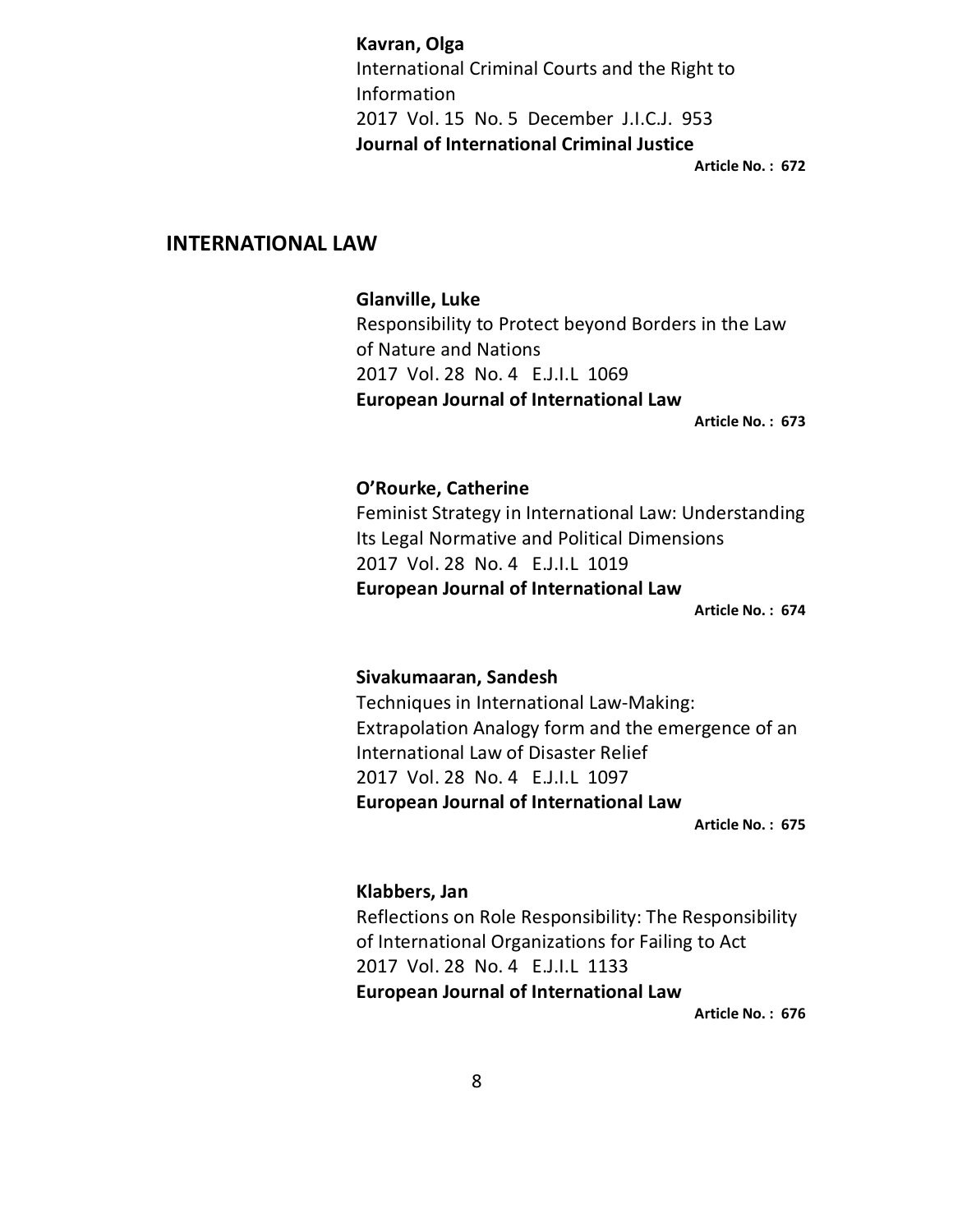**Kavran, Olga**
International Criminal Courts and the Right to Information
2017 Vol. 15 No. 5 December J.I.C.J. 953
**Journal of International Criminal Justice**
**Article No. : 672**

## INTERNATIONAL LAW

**Glanville, Luke**
Responsibility to Protect beyond Borders in the Law of Nature and Nations
2017 Vol. 28 No. 4 E.J.I.L 1069
**European Journal of International Law**
**Article No. : 673**

**O'Rourke, Catherine**
Feminist Strategy in International Law: Understanding Its Legal Normative and Political Dimensions
2017 Vol. 28 No. 4 E.J.I.L 1019
**European Journal of International Law**
**Article No. : 674**

**Sivakumaaran, Sandesh**
Techniques in International Law-Making: Extrapolation Analogy form and the emergence of an International Law of Disaster Relief
2017 Vol. 28 No. 4 E.J.I.L 1097
**European Journal of International Law**
**Article No. : 675**

**Klabbers, Jan**
Reflections on Role Responsibility: The Responsibility of International Organizations for Failing to Act
2017 Vol. 28 No. 4 E.J.I.L 1133
**European Journal of International Law**
**Article No. : 676**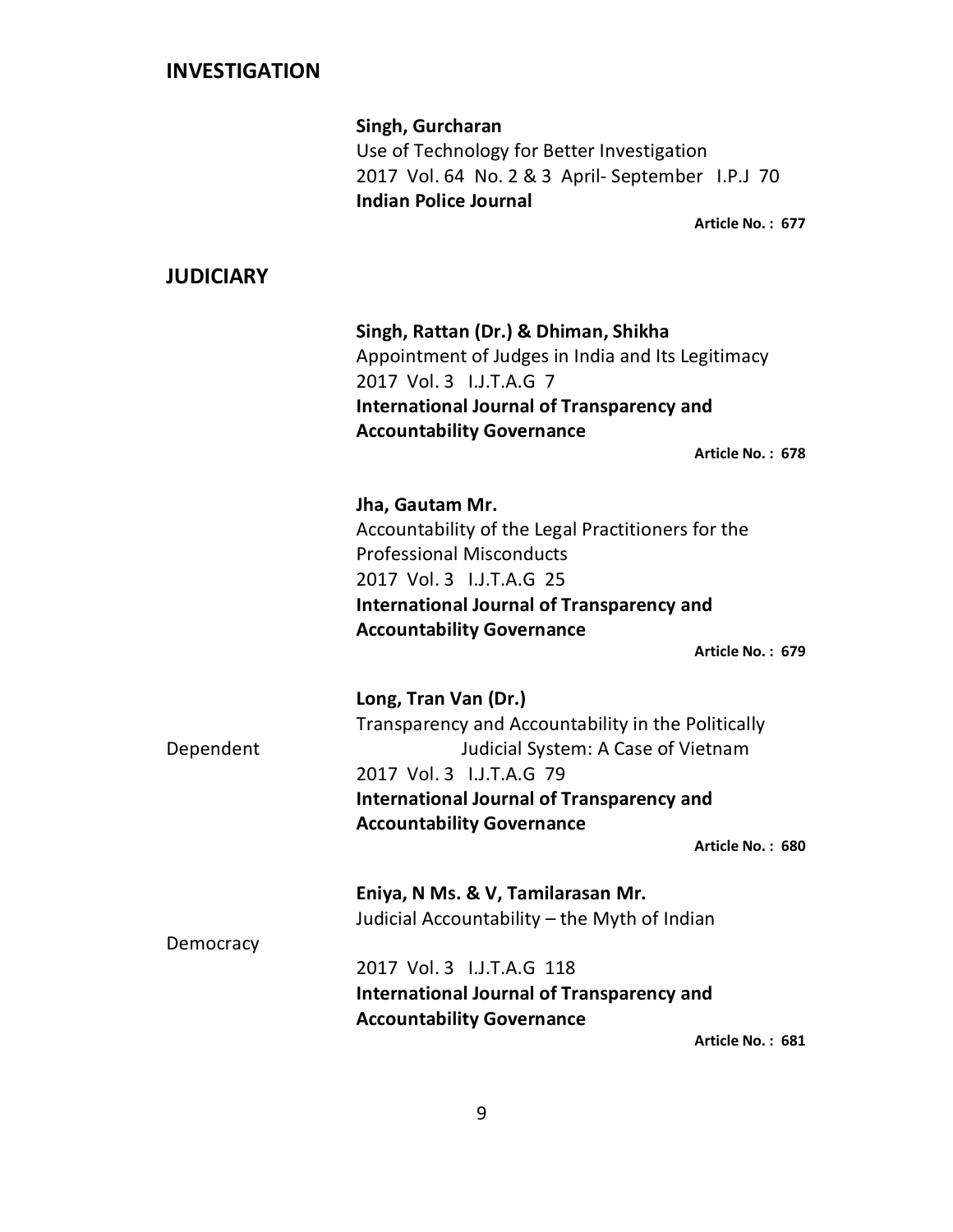## INVESTIGATION

**Singh, Gurcharan**
Use of Technology for Better Investigation
2017 Vol. 64 No. 2 & 3 April- September I.P.J 70
**Indian Police Journal**

**Article No. : 677**

## JUDICIARY

**Singh, Rattan (Dr.) & Dhiman, Shikha**
Appointment of Judges in India and Its Legitimacy
2017 Vol. 3 I.J.T.A.G 7
**International Journal of Transparency and Accountability Governance**

**Article No. : 678**

**Jha, Gautam Mr.**
Accountability of the Legal Practitioners for the Professional Misconducts
2017 Vol. 3 I.J.T.A.G 25
**International Journal of Transparency and Accountability Governance**

**Article No. : 679**

**Long, Tran Van (Dr.)**
Transparency and Accountability in the Politically Dependent Judicial System: A Case of Vietnam
2017 Vol. 3 I.J.T.A.G 79
**International Journal of Transparency and Accountability Governance**

**Article No. : 680**

**Eniya, N Ms. & V, Tamilarasan Mr.**
Judicial Accountability – the Myth of Indian Democracy
2017 Vol. 3 I.J.T.A.G 118
**International Journal of Transparency and Accountability Governance**

**Article No. : 681**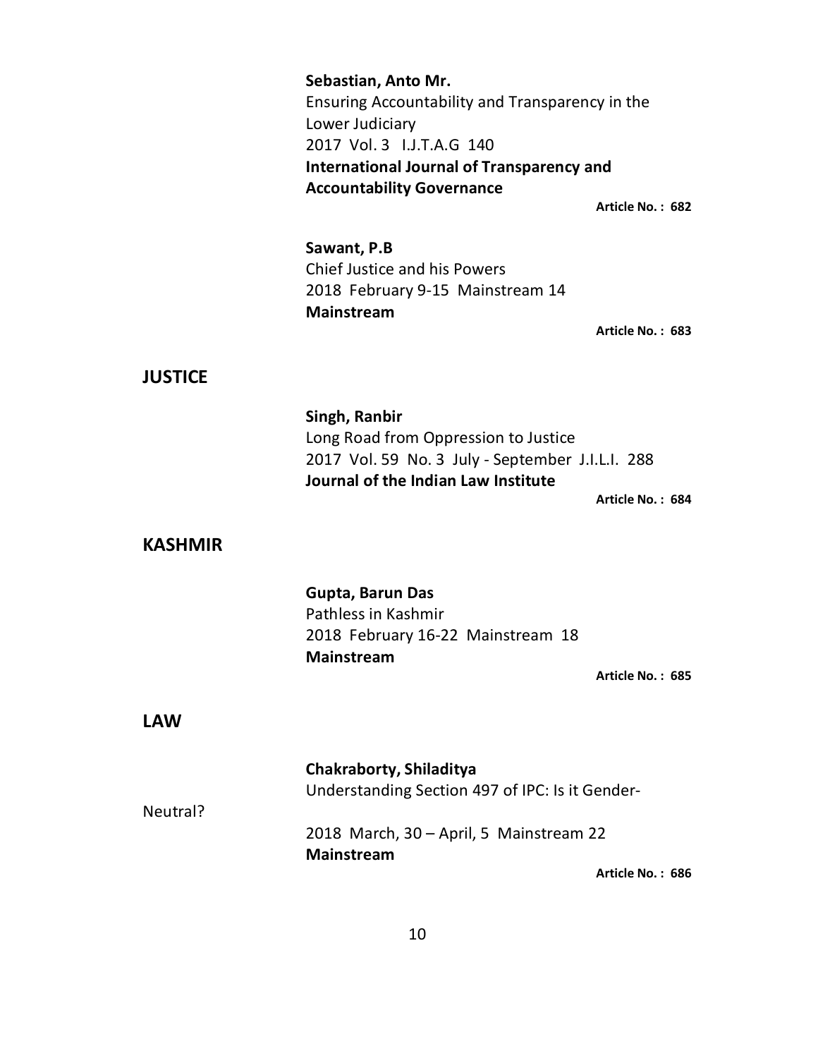**Sebastian, Anto Mr.**
Ensuring Accountability and Transparency in the Lower Judiciary
2017 Vol. 3 I.J.T.A.G 140
**International Journal of Transparency and Accountability Governance**

**Article No. : 682**

**Sawant, P.B**
Chief Justice and his Powers
2018 February 9-15 Mainstream 14
**Mainstream**

**Article No. : 683**

## JUSTICE

**Singh, Ranbir**
Long Road from Oppression to Justice
2017 Vol. 59 No. 3 July - September J.I.L.I. 288
**Journal of the Indian Law Institute**

**Article No. : 684**

## KASHMIR

**Gupta, Barun Das**
Pathless in Kashmir
2018 February 16-22 Mainstream 18
**Mainstream**

**Article No. : 685**

## LAW

**Chakraborty, Shiladitya**
Understanding Section 497 of IPC: Is it Gender-Neutral?
2018 March, 30 – April, 5 Mainstream 22
**Mainstream**

**Article No. : 686**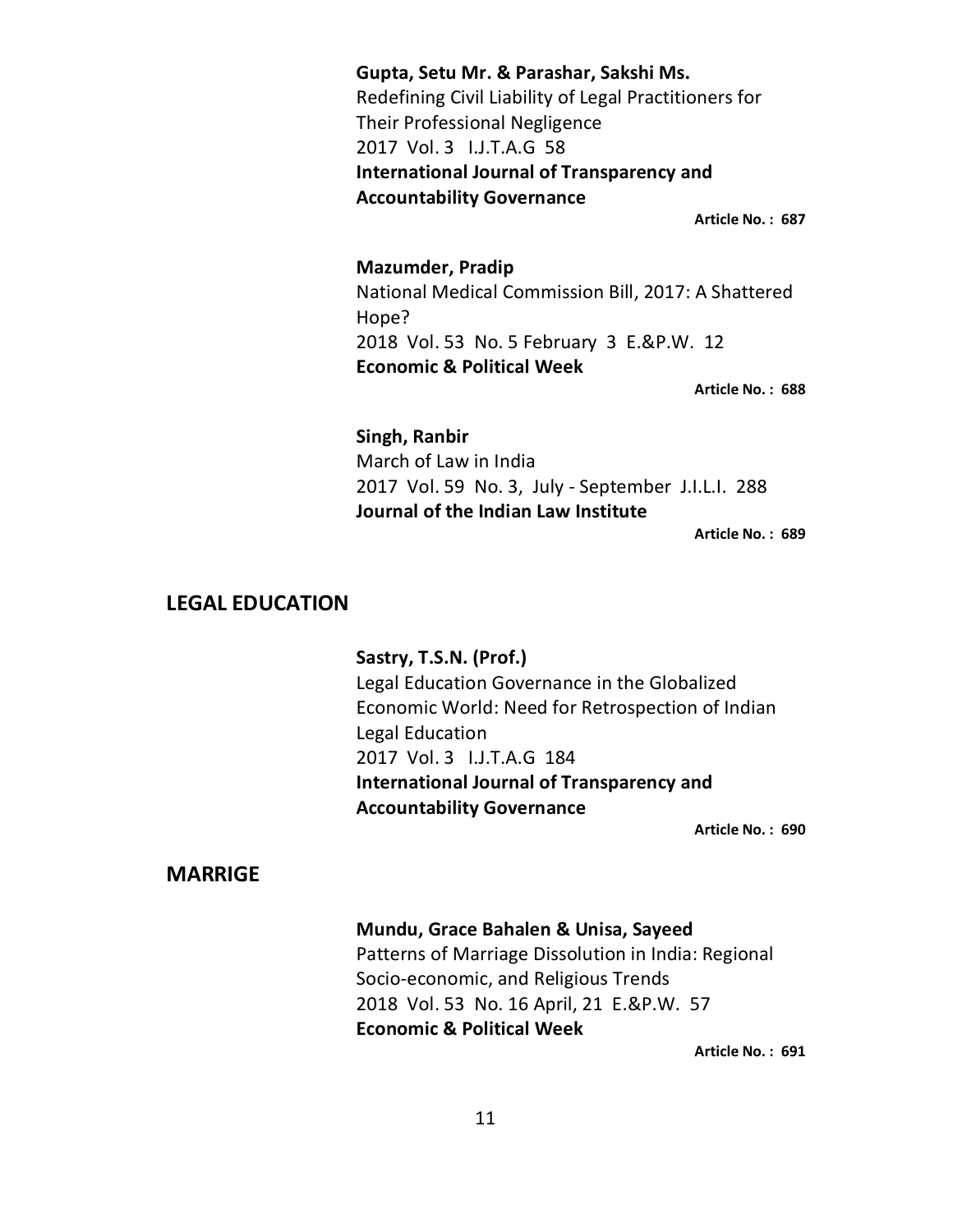**Gupta, Setu Mr. & Parashar, Sakshi Ms.**
Redefining Civil Liability of Legal Practitioners for Their Professional Negligence
2017 Vol. 3 I.J.T.A.G 58
**International Journal of Transparency and Accountability Governance**

**Article No. : 687**

**Mazumder, Pradip**
National Medical Commission Bill, 2017: A Shattered Hope?
2018 Vol. 53 No. 5 February 3 E.&P.W. 12
**Economic & Political Week**

**Article No. : 688**

**Singh, Ranbir**
March of Law in India
2017 Vol. 59 No. 3, July - September J.I.L.I. 288
**Journal of the Indian Law Institute**

**Article No. : 689**

## LEGAL EDUCATION

**Sastry, T.S.N. (Prof.)**
Legal Education Governance in the Globalized Economic World: Need for Retrospection of Indian Legal Education
2017 Vol. 3 I.J.T.A.G 184
**International Journal of Transparency and Accountability Governance**

**Article No. : 690**

## MARRIGE

**Mundu, Grace Bahalen & Unisa, Sayeed**
Patterns of Marriage Dissolution in India: Regional Socio-economic, and Religious Trends
2018 Vol. 53 No. 16 April, 21 E.&P.W. 57
**Economic & Political Week**

**Article No. : 691**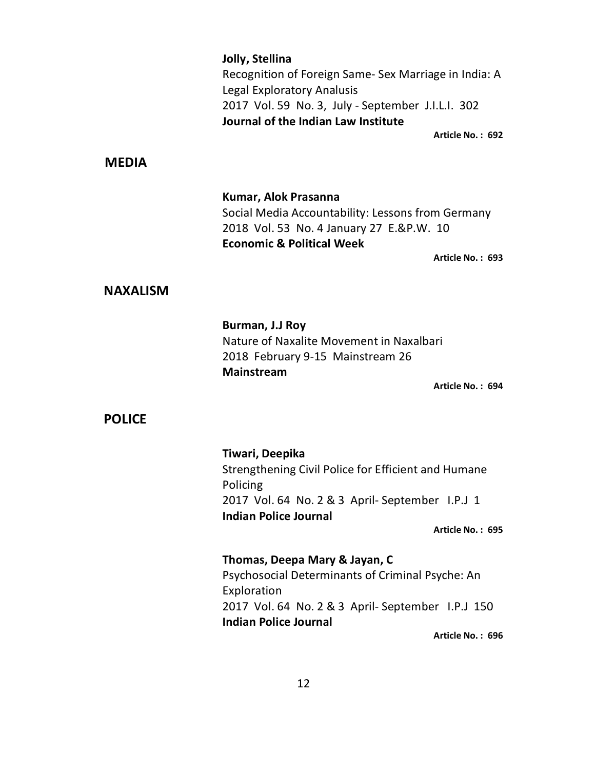**Jolly, Stellina**
Recognition of Foreign Same- Sex Marriage in India: A Legal Exploratory Analusis
2017 Vol. 59 No. 3, July - September J.I.L.I. 302
**Journal of the Indian Law Institute**

**Article No. : 692**

## MEDIA

**Kumar, Alok Prasanna**
Social Media Accountability: Lessons from Germany
2018 Vol. 53 No. 4 January 27 E.&P.W. 10
**Economic & Political Week**

**Article No. : 693**

## NAXALISM

**Burman, J.J Roy**
Nature of Naxalite Movement in Naxalbari
2018 February 9-15 Mainstream 26
**Mainstream**

**Article No. : 694**

## POLICE

**Tiwari, Deepika**
Strengthening Civil Police for Efficient and Humane Policing
2017 Vol. 64 No. 2 & 3 April- September I.P.J 1
**Indian Police Journal**

**Article No. : 695**

**Thomas, Deepa Mary & Jayan, C**
Psychosocial Determinants of Criminal Psyche: An Exploration
2017 Vol. 64 No. 2 & 3 April- September I.P.J 150
**Indian Police Journal**

**Article No. : 696**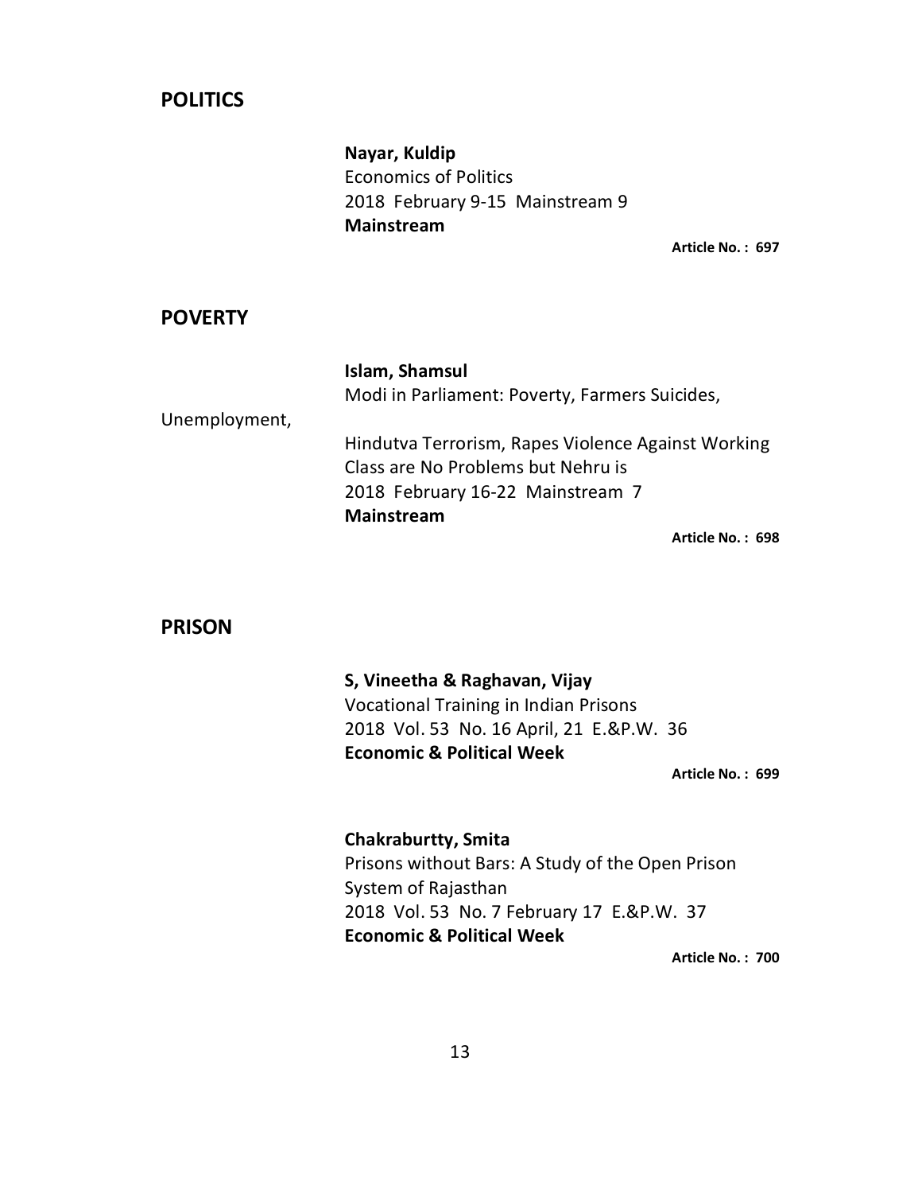## POLITICS

**Nayar, Kuldip**
Economics of Politics
2018 February 9-15 Mainstream 9
**Mainstream**

**Article No. : 697**

## POVERTY

**Islam, Shamsul**
Modi in Parliament: Poverty, Farmers Suicides, Unemployment,
Hindutva Terrorism, Rapes Violence Against Working Class are No Problems but Nehru is
2018 February 16-22 Mainstream 7
**Mainstream**

**Article No. : 698**

## PRISON

**S, Vineetha & Raghavan, Vijay**
Vocational Training in Indian Prisons
2018 Vol. 53 No. 16 April, 21 E.&P.W. 36
**Economic & Political Week**

**Article No. : 699**

**Chakraburtty, Smita**
Prisons without Bars: A Study of the Open Prison System of Rajasthan
2018 Vol. 53 No. 7 February 17 E.&P.W. 37
**Economic & Political Week**

**Article No. : 700**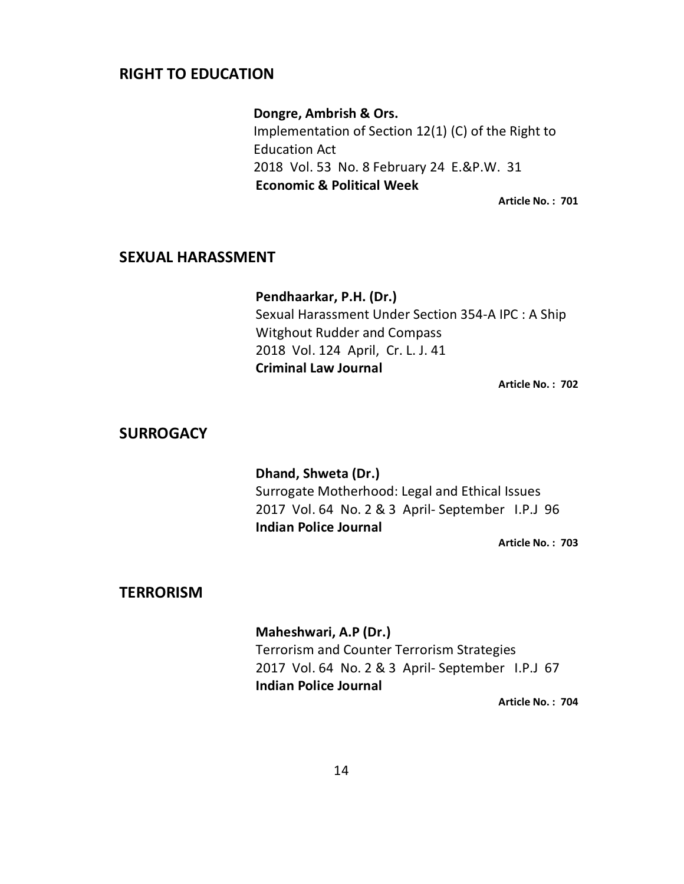## RIGHT TO EDUCATION

**Dongre, Ambrish & Ors.**
Implementation of Section 12(1) (C) of the Right to Education Act
2018 Vol. 53 No. 8 February 24 E.&P.W. 31
**Economic & Political Week**

**Article No. : 701**

## SEXUAL HARASSMENT

**Pendhaarkar, P.H. (Dr.)**
Sexual Harassment Under Section 354-A IPC : A Ship Witghout Rudder and Compass
2018 Vol. 124 April, Cr. L. J. 41
**Criminal Law Journal**

**Article No. : 702**

## SURROGACY

**Dhand, Shweta (Dr.)**
Surrogate Motherhood: Legal and Ethical Issues
2017 Vol. 64 No. 2 & 3 April- September I.P.J 96
**Indian Police Journal**

**Article No. : 703**

## TERRORISM

**Maheshwari, A.P (Dr.)**
Terrorism and Counter Terrorism Strategies
2017 Vol. 64 No. 2 & 3 April- September I.P.J 67
**Indian Police Journal**

**Article No. : 704**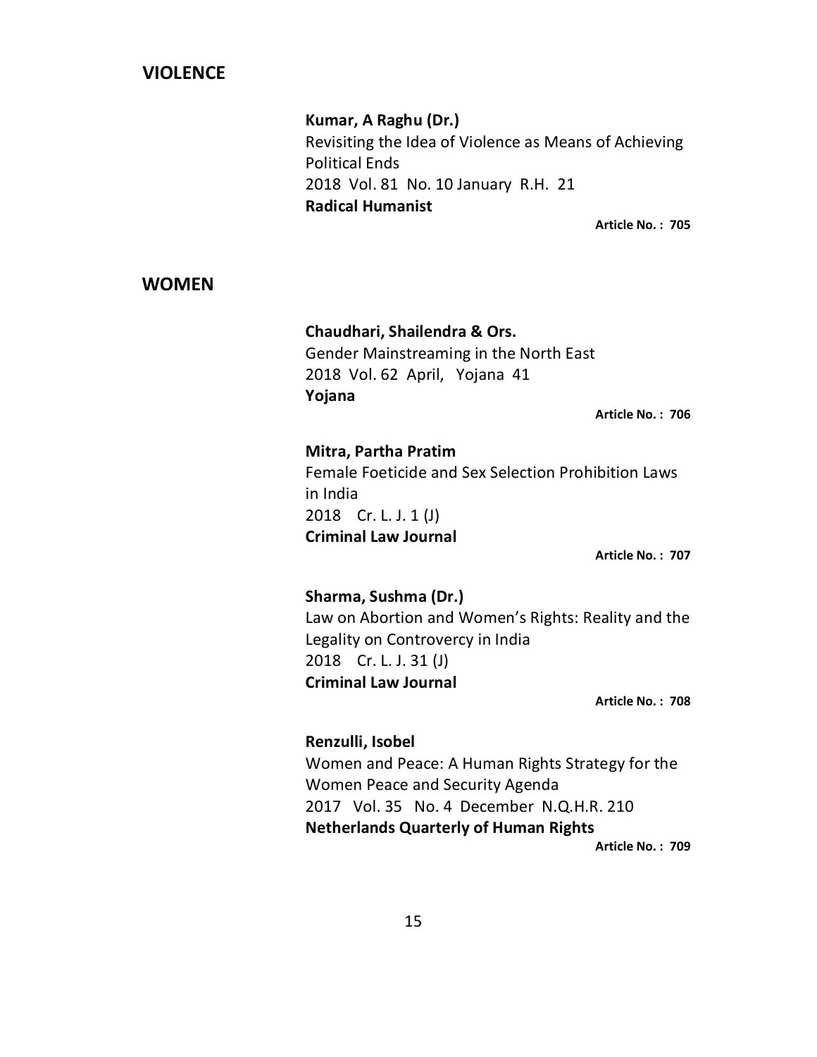## VIOLENCE

**Kumar, A Raghu (Dr.)**
Revisiting the Idea of Violence as Means of Achieving Political Ends
2018 Vol. 81 No. 10 January R.H. 21
**Radical Humanist**

**Article No. : 705**

## WOMEN

**Chaudhari, Shailendra & Ors.**
Gender Mainstreaming in the North East
2018 Vol. 62 April, Yojana 41
**Yojana**

**Article No. : 706**

**Mitra, Partha Pratim**
Female Foeticide and Sex Selection Prohibition Laws in India
2018 Cr. L. J. 1 (J)
**Criminal Law Journal**

**Article No. : 707**

**Sharma, Sushma (Dr.)**
Law on Abortion and Women's Rights: Reality and the Legality on Controvercy in India
2018 Cr. L. J. 31 (J)
**Criminal Law Journal**

**Article No. : 708**

**Renzulli, Isobel**
Women and Peace: A Human Rights Strategy for the Women Peace and Security Agenda
2017 Vol. 35 No. 4 December N.Q.H.R. 210
**Netherlands Quarterly of Human Rights**

**Article No. : 709**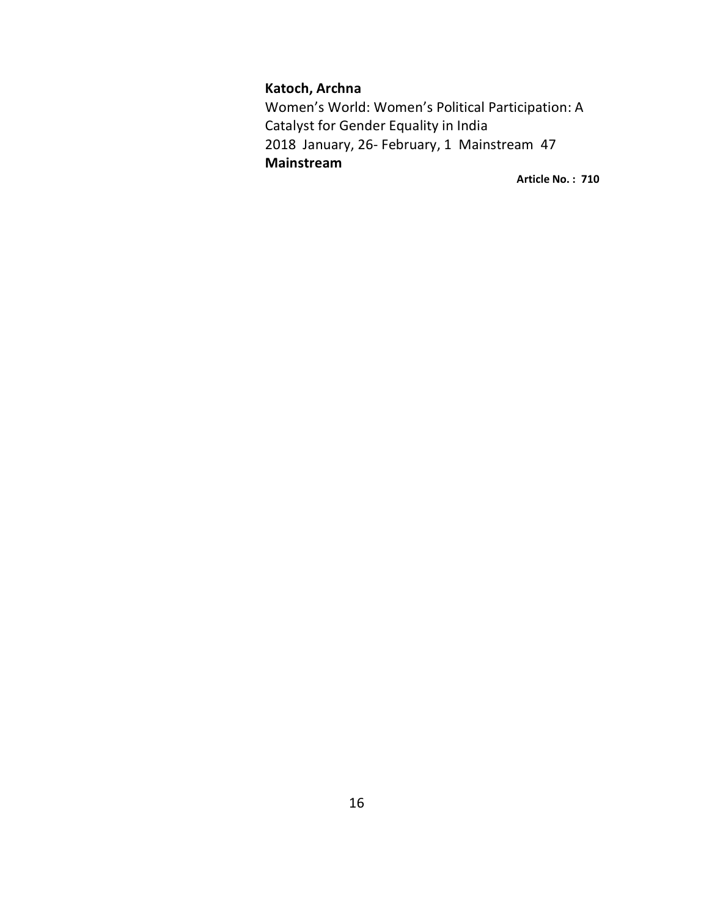**Katoch, Archna**
Women's World: Women's Political Participation: A Catalyst for Gender Equality in India
2018 January, 26- February, 1 Mainstream 47
**Mainstream**

**Article No. : 710**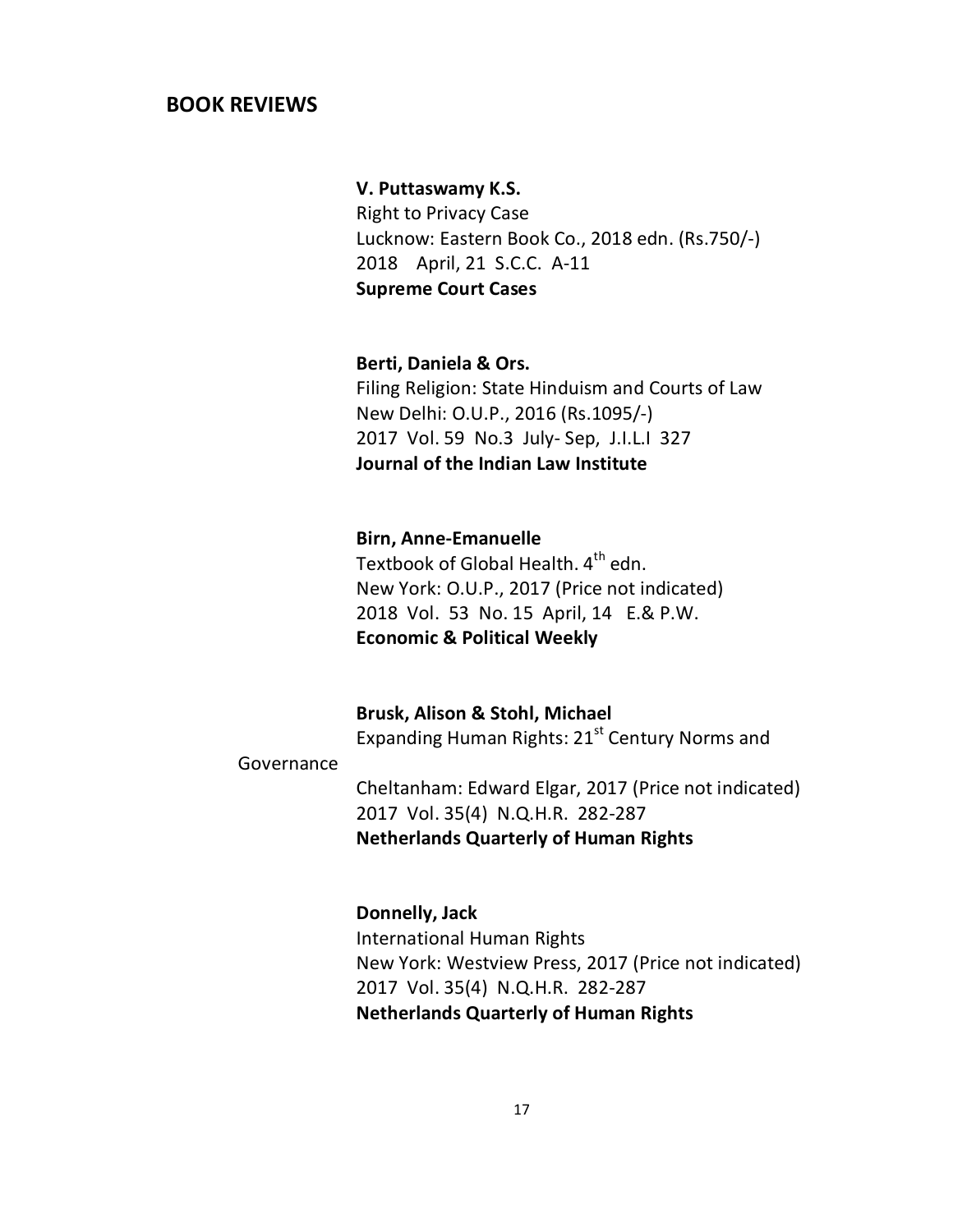## BOOK REVIEWS

**V. Puttaswamy K.S.**
Right to Privacy Case
Lucknow: Eastern Book Co., 2018 edn. (Rs.750/-)
2018 April, 21 S.C.C. A-11
**Supreme Court Cases**

**Berti, Daniela & Ors.**
Filing Religion: State Hinduism and Courts of Law
New Delhi: O.U.P., 2016 (Rs.1095/-)
2017 Vol. 59 No.3 July- Sep, J.I.L.I 327
**Journal of the Indian Law Institute**

**Birn, Anne-Emanuelle**
Textbook of Global Health. 4th edn.
New York: O.U.P., 2017 (Price not indicated)
2018 Vol. 53 No. 15 April, 14 E.& P.W.
**Economic & Political Weekly**

**Brusk, Alison & Stohl, Michael**
Expanding Human Rights: 21st Century Norms and Governance
Cheltanham: Edward Elgar, 2017 (Price not indicated)
2017 Vol. 35(4) N.Q.H.R. 282-287
**Netherlands Quarterly of Human Rights**

**Donnelly, Jack**
International Human Rights
New York: Westview Press, 2017 (Price not indicated)
2017 Vol. 35(4) N.Q.H.R. 282-287
**Netherlands Quarterly of Human Rights**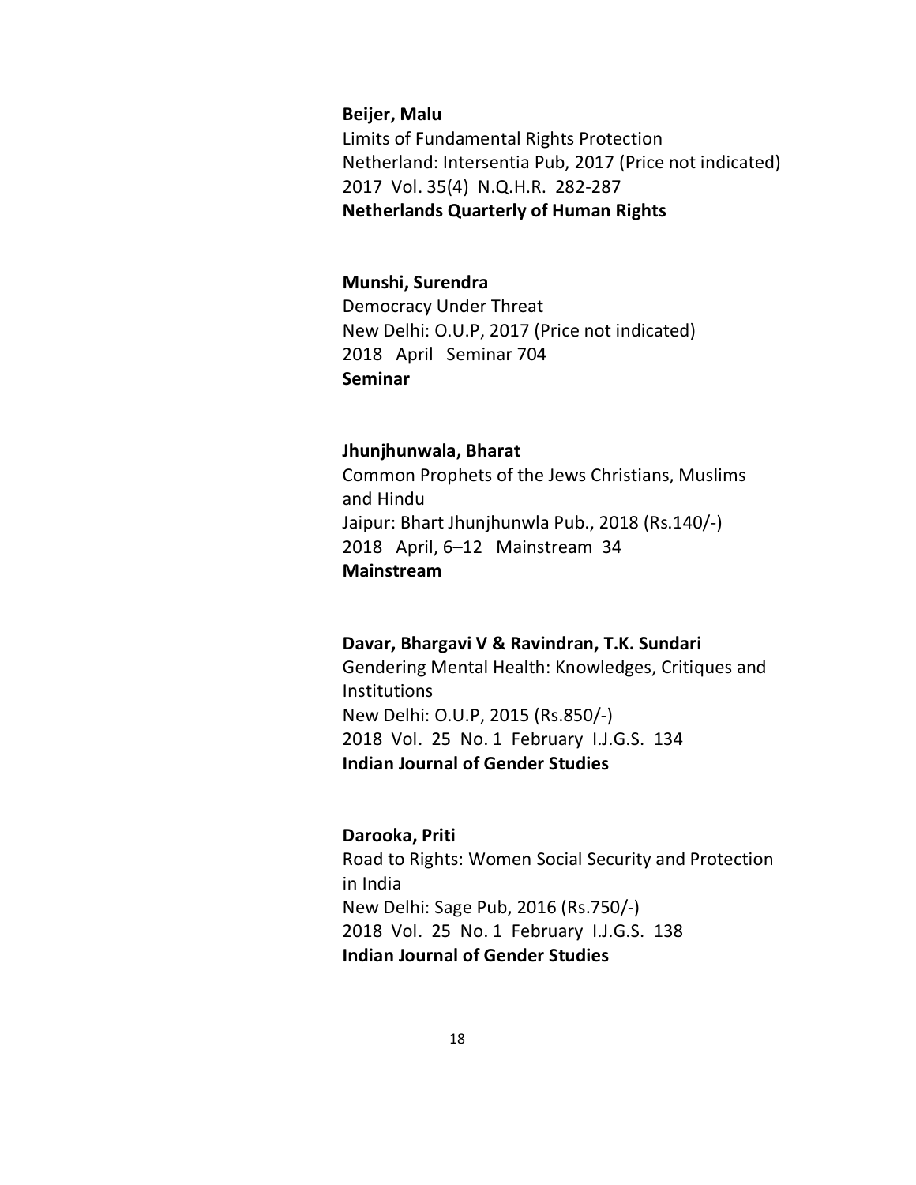**Beijer, Malu**
Limits of Fundamental Rights Protection
Netherland: Intersentia Pub, 2017 (Price not indicated)
2017 Vol. 35(4) N.Q.H.R. 282-287
**Netherlands Quarterly of Human Rights**

**Munshi, Surendra**
Democracy Under Threat
New Delhi: O.U.P, 2017 (Price not indicated)
2018 April Seminar 704
**Seminar**

**Jhunjhunwala, Bharat**
Common Prophets of the Jews Christians, Muslims and Hindu
Jaipur: Bhart Jhunjhunwla Pub., 2018 (Rs.140/-)
2018 April, 6–12 Mainstream 34
**Mainstream**

**Davar, Bhargavi V & Ravindran, T.K. Sundari**
Gendering Mental Health: Knowledges, Critiques and Institutions
New Delhi: O.U.P, 2015 (Rs.850/-)
2018 Vol. 25 No. 1 February I.J.G.S. 134
**Indian Journal of Gender Studies**

**Darooka, Priti**
Road to Rights: Women Social Security and Protection in India
New Delhi: Sage Pub, 2016 (Rs.750/-)
2018 Vol. 25 No. 1 February I.J.G.S. 138
**Indian Journal of Gender Studies**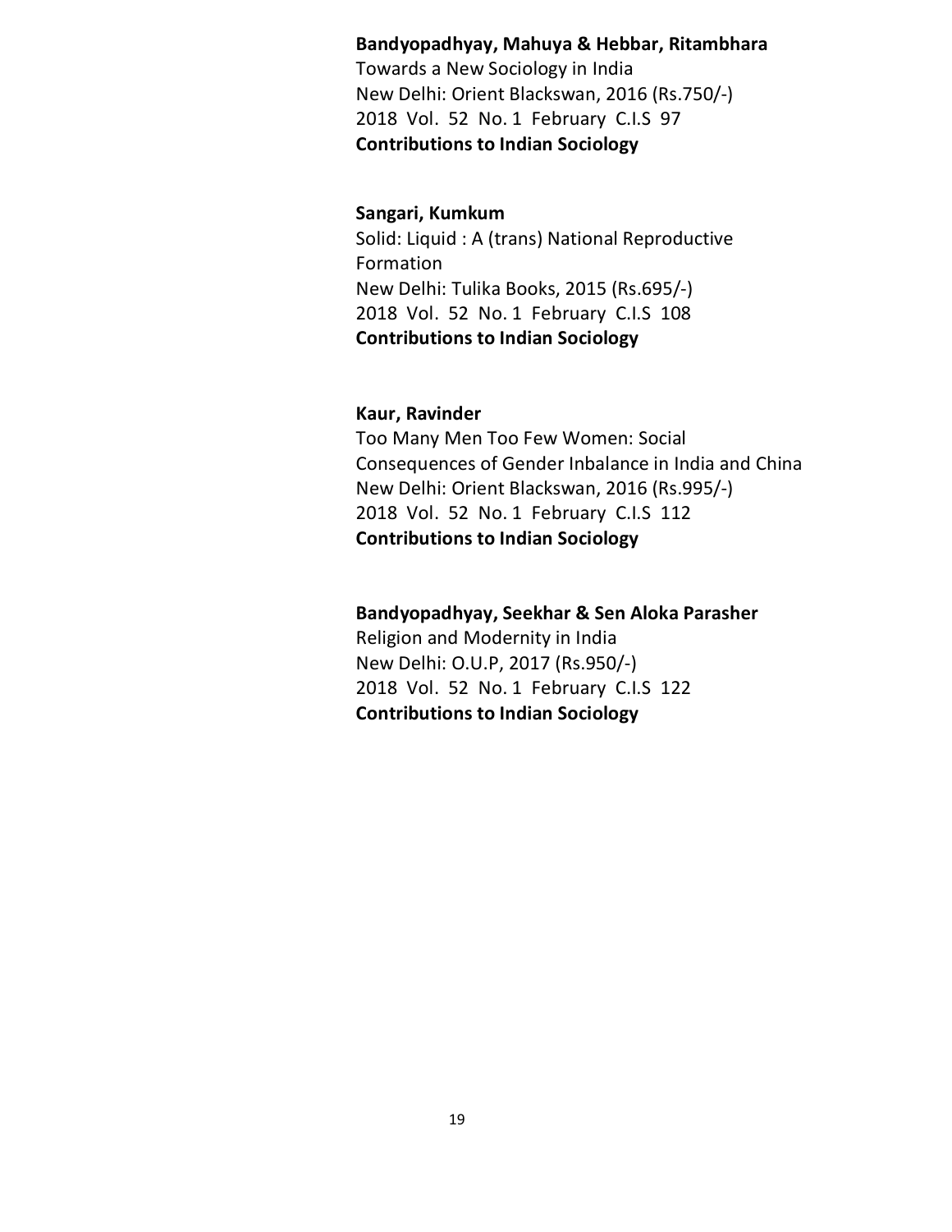**Bandyopadhyay, Mahuya & Hebbar, Ritambhara**
Towards a New Sociology in India
New Delhi: Orient Blackswan, 2016 (Rs.750/-)
2018 Vol. 52 No. 1 February C.I.S 97
**Contributions to Indian Sociology**

**Sangari, Kumkum**
Solid: Liquid : A (trans) National Reproductive Formation
New Delhi: Tulika Books, 2015 (Rs.695/-)
2018 Vol. 52 No. 1 February C.I.S 108
**Contributions to Indian Sociology**

**Kaur, Ravinder**
Too Many Men Too Few Women: Social Consequences of Gender Inbalance in India and China
New Delhi: Orient Blackswan, 2016 (Rs.995/-)
2018 Vol. 52 No. 1 February C.I.S 112
**Contributions to Indian Sociology**

**Bandyopadhyay, Seekhar & Sen Aloka Parasher**
Religion and Modernity in India
New Delhi: O.U.P, 2017 (Rs.950/-)
2018 Vol. 52 No. 1 February C.I.S 122
**Contributions to Indian Sociology**